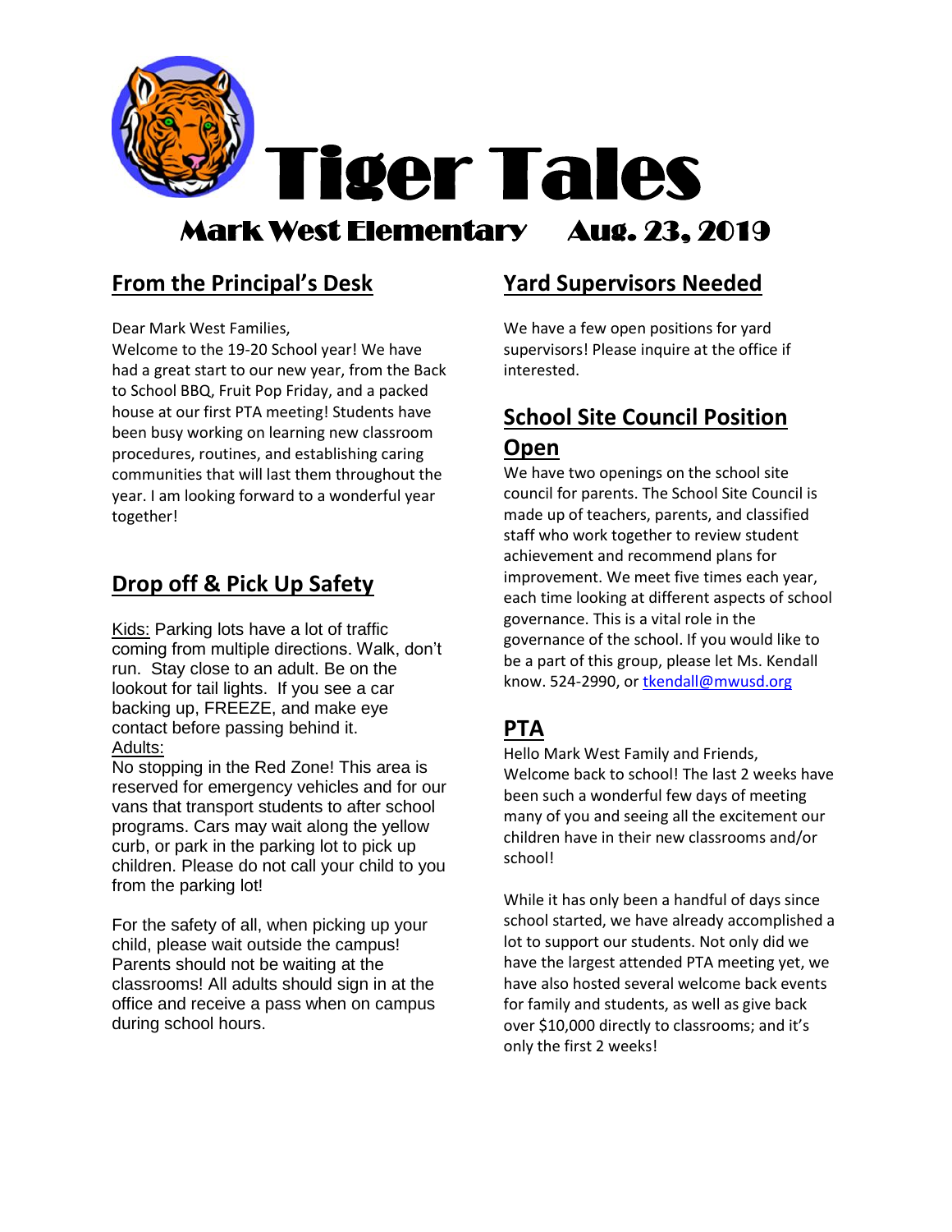# Tiger Tales

## Mark West Elementary Aug. 23, 2019

## From the Principal's Desk

Dear Mark West Families,

Welcome to the 19-20 School year! We have had a great start to our new year, from the Back to School BBQ, Fruit Pop Friday, and a packed house at our first PTA meeting! Students have been busy working on learning new classroom procedures, routines, and establishing caring communities that will last them throughout the year. I am looking forward to a wonderful year together!

## Drop off & Pick Up Safety

Kids: Parking lots have a lot of traffic coming from multiple directions. Walk, don't run. Stay close to an adult. Be on the lookout for tail lights. If you see a car backing up, FREEZE, and make eye contact before passing behind it.

Adults:

No stopping in the Red Zone! This area is reserved for emergency vehicles and for our vans that transport students to after school programs. Cars may wait along the yellow curb, or park in the parking lot to pick up children. Please do not call your child to you from the parking lot!

For the safety of all, when picking up your child, please wait outside the campus! Parents should not be waiting at the classrooms! All adults should sign in at the office and receive a pass when on campus during school hours.

## Yard Supervisors Needed

We have a few open positions for yard supervisors! Please inquire at the office if interested.

## School Site Council Position Open

We have two openings on the school site council for parents. The School Site Council is made up of teachers, parents, and classified staff who work together to review student achievement and recommend plans for improvement. We meet five times each year, each time looking at different aspects of school governance. This is a vital role in the governance of the school. If you would like to be a part of this group, please let Ms. Kendall know. 524-2990, or tkendall@mwusd.org

## PTA

Hello Mark West Family and Friends,

Welcome back to school! The last 2 weeks have been such a wonderful few days of meeting many of you and seeing all the excitement our children have in their new classrooms and/or school!

While it has only been a handful of days since school started, we have already accomplished a lot to support our students. Not only did we have the largest attended PTA meeting yet, we have also hosted several welcome back events for family and students, as well as give back over $10,000 directly to classrooms; and it's only the first 2 weeks!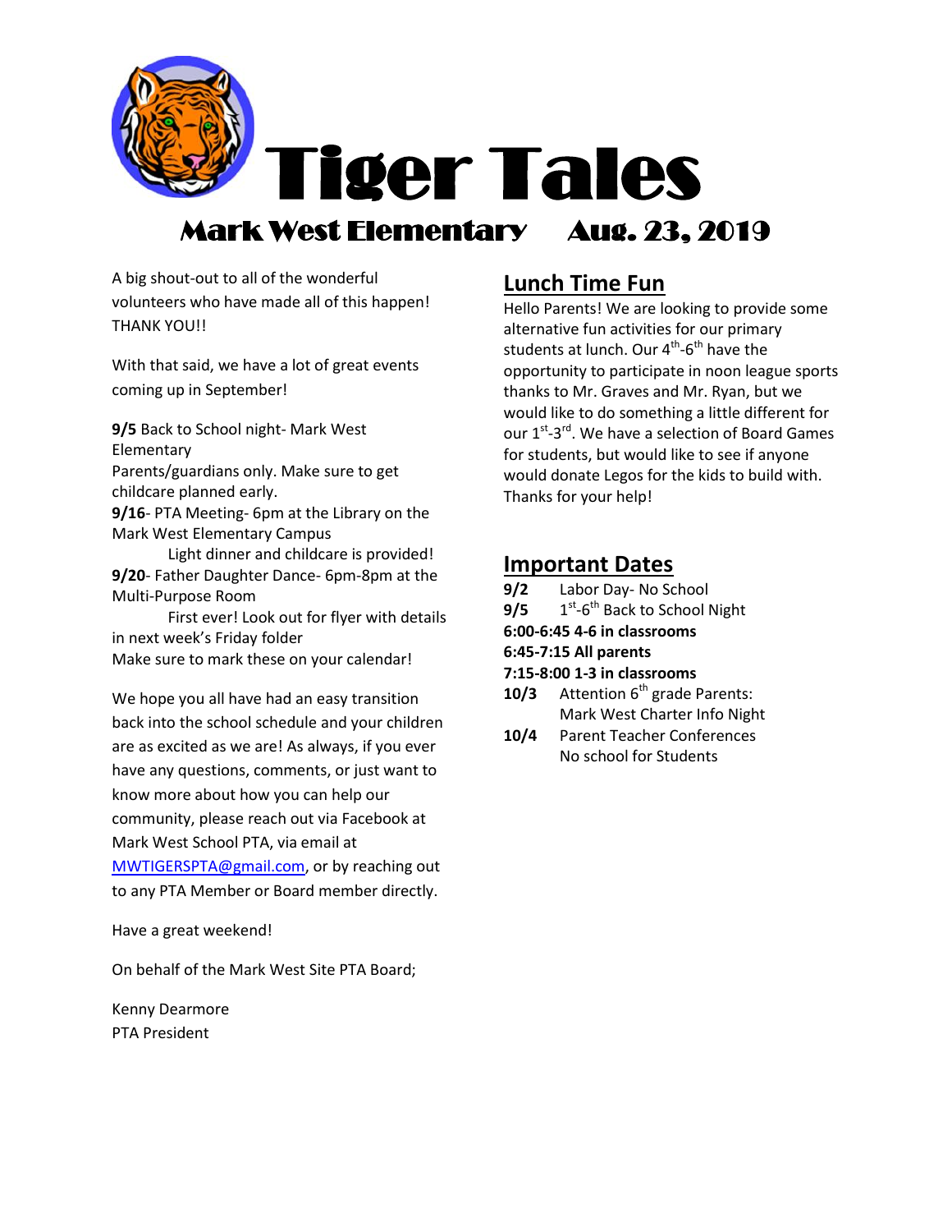# Tiger Tales

## Mark West Elementary Aug. 23, 2019

A big shout-out to all of the wonderful volunteers who have made all of this happen! THANK YOU!!

With that said, we have a lot of great events coming up in September!

**9/5** Back to School night- Mark West Elementary
Parents/guardians only. Make sure to get childcare planned early.
**9/16**- PTA Meeting- 6pm at the Library on the Mark West Elementary Campus
Light dinner and childcare is provided!
**9/20**- Father Daughter Dance- 6pm-8pm at the Multi-Purpose Room
First ever! Look out for flyer with details in next week's Friday folder
Make sure to mark these on your calendar!

We hope you all have had an easy transition back into the school schedule and your children are as excited as we are! As always, if you ever have any questions, comments, or just want to know more about how you can help our community, please reach out via Facebook at Mark West School PTA, via email at MWTIGERSPTA@gmail.com, or by reaching out to any PTA Member or Board member directly.

Have a great weekend!

On behalf of the Mark West Site PTA Board;

Kenny Dearmore
PTA President

## Lunch Time Fun

Hello Parents! We are looking to provide some alternative fun activities for our primary students at lunch. Our 4th-6th have the opportunity to participate in noon league sports thanks to Mr. Graves and Mr. Ryan, but we would like to do something a little different for our 1st-3rd. We have a selection of Board Games for students, but would like to see if anyone would donate Legos for the kids to build with. Thanks for your help!

## Important Dates

**9/2** Labor Day- No School
**9/5** 1st-6th Back to School Night
**6:00-6:45 4-6 in classrooms**
**6:45-7:15 All parents**
**7:15-8:00 1-3 in classrooms**
**10/3** Attention 6th grade Parents: Mark West Charter Info Night
**10/4** Parent Teacher Conferences No school for Students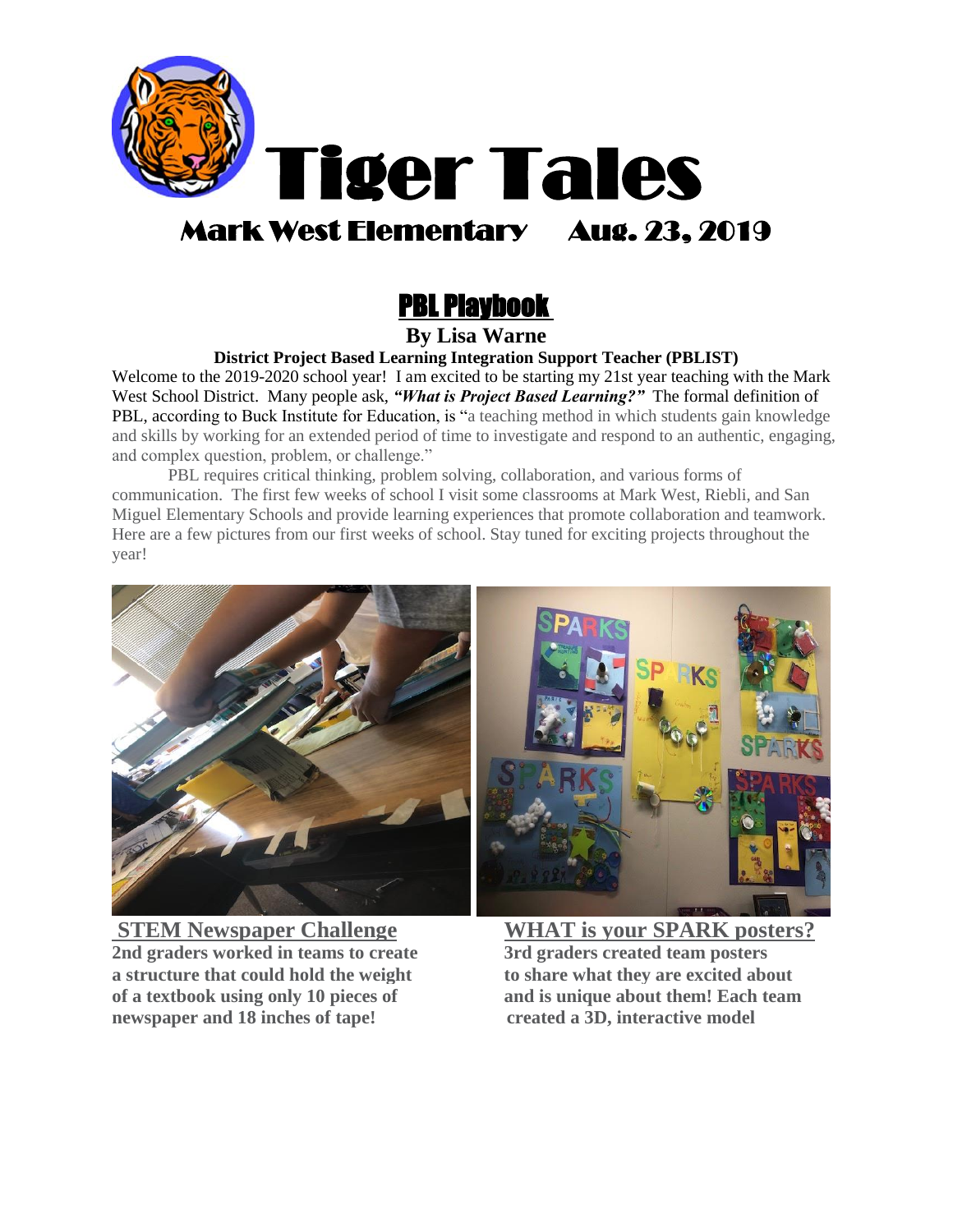# Tiger Tales

## Mark West Elementary Aug. 23, 2019

## PBL Playbook

**By Lisa Warne**

**District Project Based Learning Integration Support Teacher (PBLIST)**

Welcome to the 2019-2020 school year! I am excited to be starting my 21st year teaching with the Mark West School District. Many people ask, ***"What is Project Based Learning?"*** The formal definition of PBL, according to Buck Institute for Education, is "a teaching method in which students gain knowledge and skills by working for an extended period of time to investigate and respond to an authentic, engaging, and complex question, problem, or challenge."

PBL requires critical thinking, problem solving, collaboration, and various forms of communication. The first few weeks of school I visit some classrooms at Mark West, Riebli, and San Miguel Elementary Schools and provide learning experiences that promote collaboration and teamwork. Here are a few pictures from our first weeks of school. Stay tuned for exciting projects throughout the year!

**STEM Newspaper Challenge**

**2nd graders worked in teams to create a structure that could hold the weight of a textbook using only 10 pieces of newspaper and 18 inches of tape!**

**WHAT is your SPARK posters?**

**3rd graders created team posters to share what they are excited about and is unique about them! Each team created a 3D, interactive model**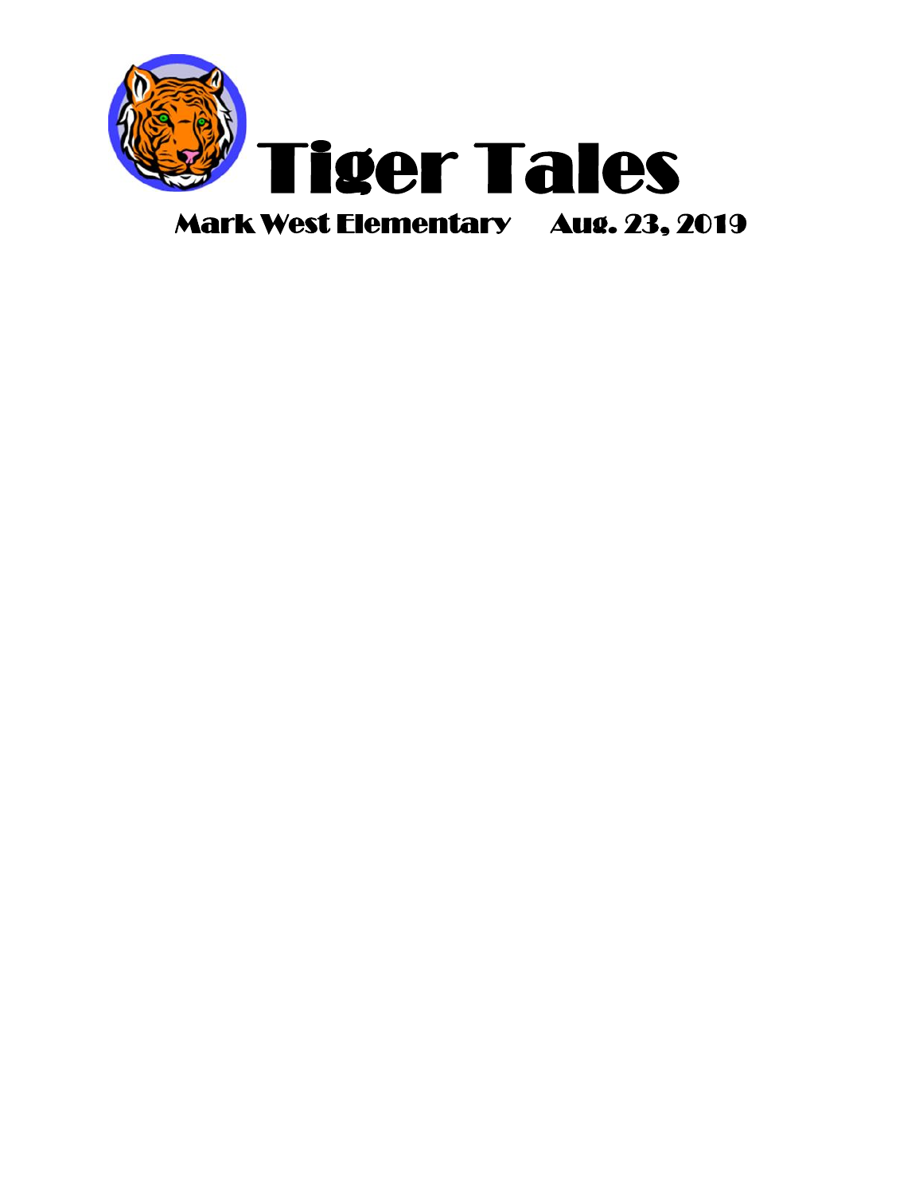# Tiger Tales

**Mark West Elementary Aug. 23, 2019**